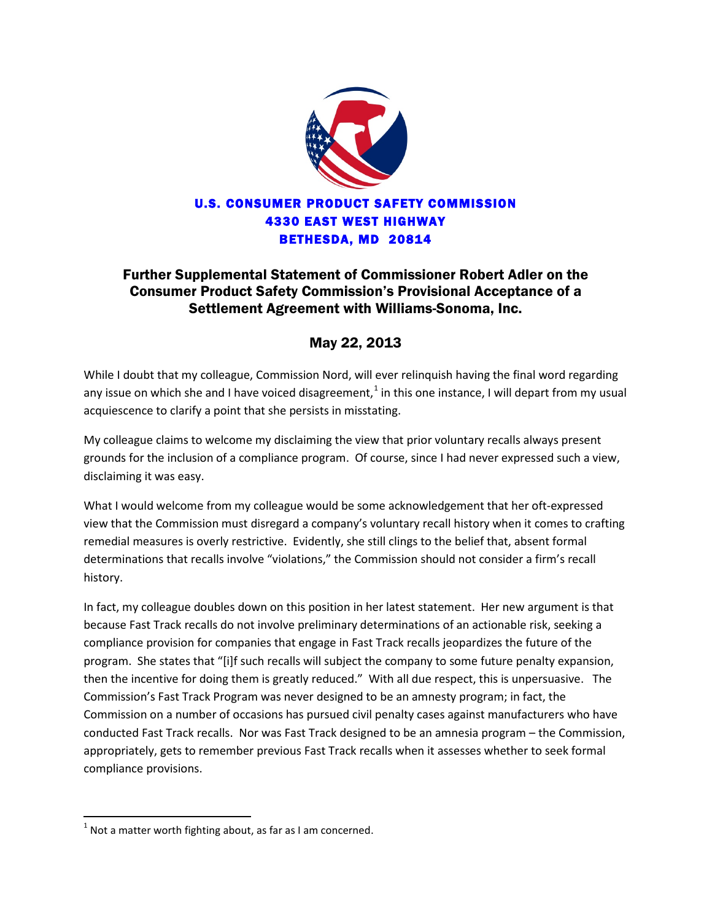**U.S. CONSUMER PRODUCT SAFETY COMMISSION**
**4330 EAST WEST HIGHWAY**
**BETHESDA, MD 20814**

# Further Supplemental Statement of Commissioner Robert Adler on the Consumer Product Safety Commission's Provisional Acceptance of a Settlement Agreement with Williams-Sonoma, Inc.

## May 22, 2013

While I doubt that my colleague, Commission Nord, will ever relinquish having the final word regarding any issue on which she and I have voiced disagreement,[1] in this one instance, I will depart from my usual acquiescence to clarify a point that she persists in misstating.

My colleague claims to welcome my disclaiming the view that prior voluntary recalls always present grounds for the inclusion of a compliance program. Of course, since I had never expressed such a view, disclaiming it was easy.

What I would welcome from my colleague would be some acknowledgement that her oft-expressed view that the Commission must disregard a company's voluntary recall history when it comes to crafting remedial measures is overly restrictive. Evidently, she still clings to the belief that, absent formal determinations that recalls involve "violations," the Commission should not consider a firm's recall history.

In fact, my colleague doubles down on this position in her latest statement. Her new argument is that because Fast Track recalls do not involve preliminary determinations of an actionable risk, seeking a compliance provision for companies that engage in Fast Track recalls jeopardizes the future of the program. She states that "[i]f such recalls will subject the company to some future penalty expansion, then the incentive for doing them is greatly reduced." With all due respect, this is unpersuasive. The Commission's Fast Track Program was never designed to be an amnesty program; in fact, the Commission on a number of occasions has pursued civil penalty cases against manufacturers who have conducted Fast Track recalls. Nor was Fast Track designed to be an amnesia program – the Commission, appropriately, gets to remember previous Fast Track recalls when it assesses whether to seek formal compliance provisions.

---

[1] Not a matter worth fighting about, as far as I am concerned.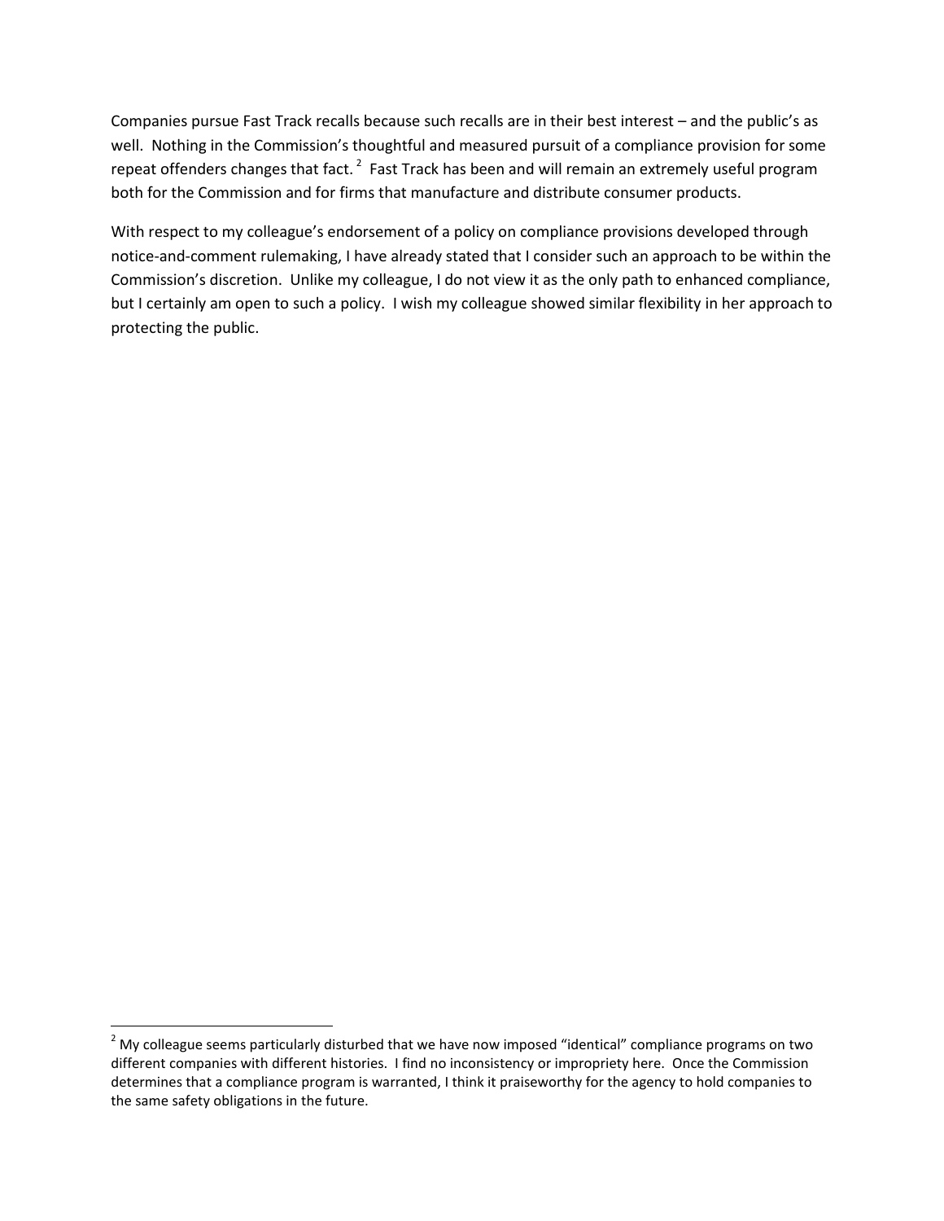Companies pursue Fast Track recalls because such recalls are in their best interest – and the public's as well. Nothing in the Commission's thoughtful and measured pursuit of a compliance provision for some repeat offenders changes that fact.[2] Fast Track has been and will remain an extremely useful program both for the Commission and for firms that manufacture and distribute consumer products.

With respect to my colleague's endorsement of a policy on compliance provisions developed through notice-and-comment rulemaking, I have already stated that I consider such an approach to be within the Commission's discretion. Unlike my colleague, I do not view it as the only path to enhanced compliance, but I certainly am open to such a policy. I wish my colleague showed similar flexibility in her approach to protecting the public.

[2] My colleague seems particularly disturbed that we have now imposed "identical" compliance programs on two different companies with different histories. I find no inconsistency or impropriety here. Once the Commission determines that a compliance program is warranted, I think it praiseworthy for the agency to hold companies to the same safety obligations in the future.